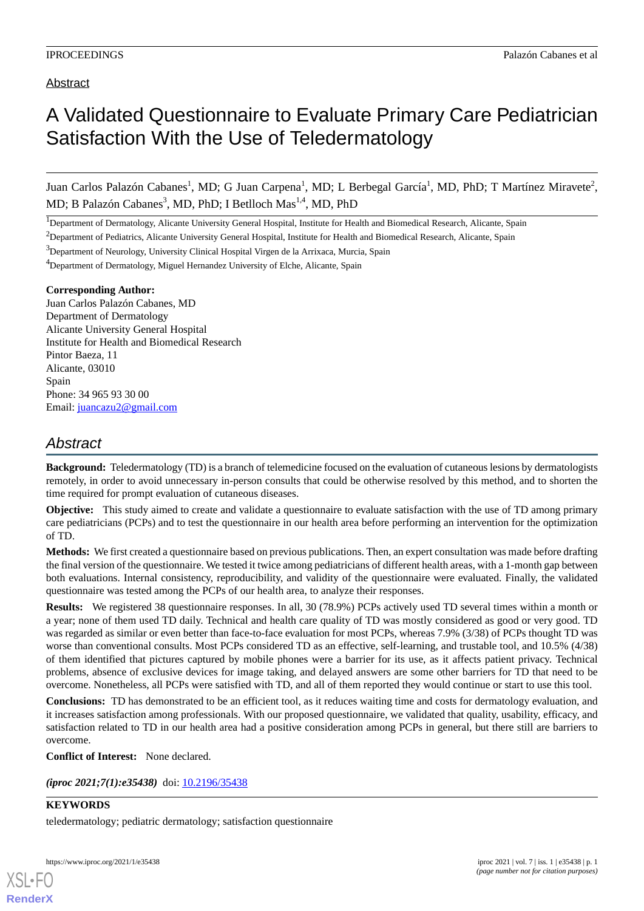Abstract

# A Validated Questionnaire to Evaluate Primary Care Pediatrician Satisfaction With the Use of Teledermatology

Juan Carlos Palazón Cabanes[1], MD; G Juan Carpena[1], MD; L Berbegal García[1], MD, PhD; T Martínez Miravete[2], MD; B Palazón Cabanes[3], MD, PhD; I Betlloch Mas[1,4], MD, PhD

[1]Department of Dermatology, Alicante University General Hospital, Institute for Health and Biomedical Research, Alicante, Spain

[2]Department of Pediatrics, Alicante University General Hospital, Institute for Health and Biomedical Research, Alicante, Spain

[3]Department of Neurology, University Clinical Hospital Virgen de la Arrixaca, Murcia, Spain

[4]Department of Dermatology, Miguel Hernandez University of Elche, Alicante, Spain

**Corresponding Author:**
Juan Carlos Palazón Cabanes, MD
Department of Dermatology
Alicante University General Hospital
Institute for Health and Biomedical Research
Pintor Baeza, 11
Alicante, 03010
Spain
Phone: 34 965 93 30 00
Email: juancazu2@gmail.com

## *Abstract*

**Background:** Teledermatology (TD) is a branch of telemedicine focused on the evaluation of cutaneous lesions by dermatologists remotely, in order to avoid unnecessary in-person consults that could be otherwise resolved by this method, and to shorten the time required for prompt evaluation of cutaneous diseases.

**Objective:** This study aimed to create and validate a questionnaire to evaluate satisfaction with the use of TD among primary care pediatricians (PCPs) and to test the questionnaire in our health area before performing an intervention for the optimization of TD.

**Methods:** We first created a questionnaire based on previous publications. Then, an expert consultation was made before drafting the final version of the questionnaire. We tested it twice among pediatricians of different health areas, with a 1-month gap between both evaluations. Internal consistency, reproducibility, and validity of the questionnaire were evaluated. Finally, the validated questionnaire was tested among the PCPs of our health area, to analyze their responses.

**Results:** We registered 38 questionnaire responses. In all, 30 (78.9%) PCPs actively used TD several times within a month or a year; none of them used TD daily. Technical and health care quality of TD was mostly considered as good or very good. TD was regarded as similar or even better than face-to-face evaluation for most PCPs, whereas 7.9% (3/38) of PCPs thought TD was worse than conventional consults. Most PCPs considered TD as an effective, self-learning, and trustable tool, and 10.5% (4/38) of them identified that pictures captured by mobile phones were a barrier for its use, as it affects patient privacy. Technical problems, absence of exclusive devices for image taking, and delayed answers are some other barriers for TD that need to be overcome. Nonetheless, all PCPs were satisfied with TD, and all of them reported they would continue or start to use this tool.

**Conclusions:** TD has demonstrated to be an efficient tool, as it reduces waiting time and costs for dermatology evaluation, and it increases satisfaction among professionals. With our proposed questionnaire, we validated that quality, usability, efficacy, and satisfaction related to TD in our health area had a positive consideration among PCPs in general, but there still are barriers to overcome.

**Conflict of Interest:** None declared.

***(iproc 2021;7(1):e35438)*** doi: 10.2196/35438

**KEYWORDS**

teledermatology; pediatric dermatology; satisfaction questionnaire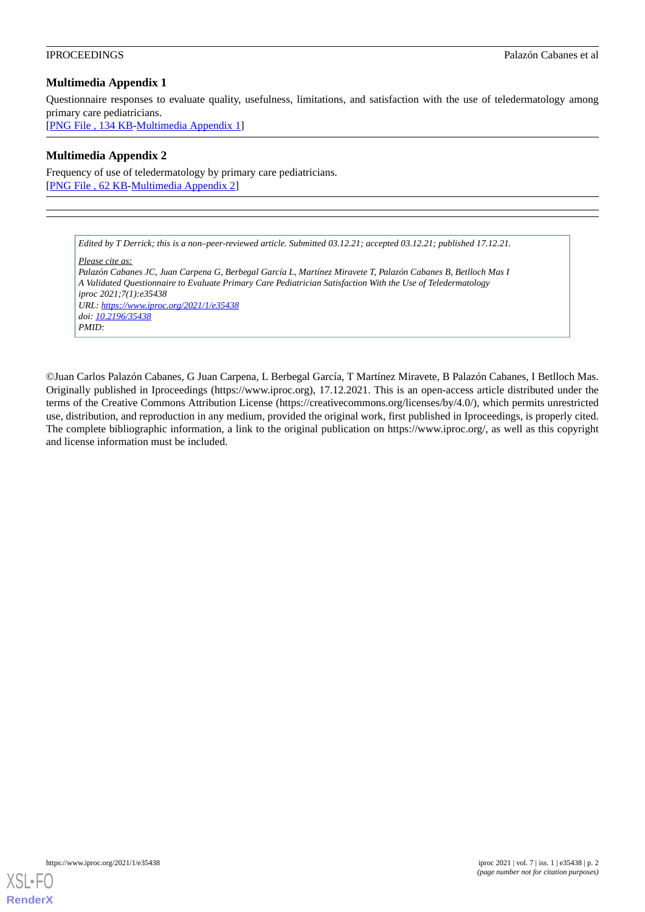## Multimedia Appendix 1

Questionnaire responses to evaluate quality, usefulness, limitations, and satisfaction with the use of teledermatology among primary care pediatricians.

[PNG File , 134 KB-Multimedia Appendix 1]

## Multimedia Appendix 2

Frequency of use of teledermatology by primary care pediatricians.

[PNG File , 62 KB-Multimedia Appendix 2]

---

*Edited by T Derrick; this is a non–peer-reviewed article. Submitted 03.12.21; accepted 03.12.21; published 17.12.21.*

*Please cite as:*
*Palazón Cabanes JC, Juan Carpena G, Berbegal García L, Martínez Miravete T, Palazón Cabanes B, Betlloch Mas I*
*A Validated Questionnaire to Evaluate Primary Care Pediatrician Satisfaction With the Use of Teledermatology*
*iproc 2021;7(1):e35438*
*URL: https://www.iproc.org/2021/1/e35438*
*doi: 10.2196/35438*
*PMID:*

©Juan Carlos Palazón Cabanes, G Juan Carpena, L Berbegal García, T Martínez Miravete, B Palazón Cabanes, I Betlloch Mas. Originally published in Iproceedings (https://www.iproc.org), 17.12.2021. This is an open-access article distributed under the terms of the Creative Commons Attribution License (https://creativecommons.org/licenses/by/4.0/), which permits unrestricted use, distribution, and reproduction in any medium, provided the original work, first published in Iproceedings, is properly cited. The complete bibliographic information, a link to the original publication on https://www.iproc.org/, as well as this copyright and license information must be included.